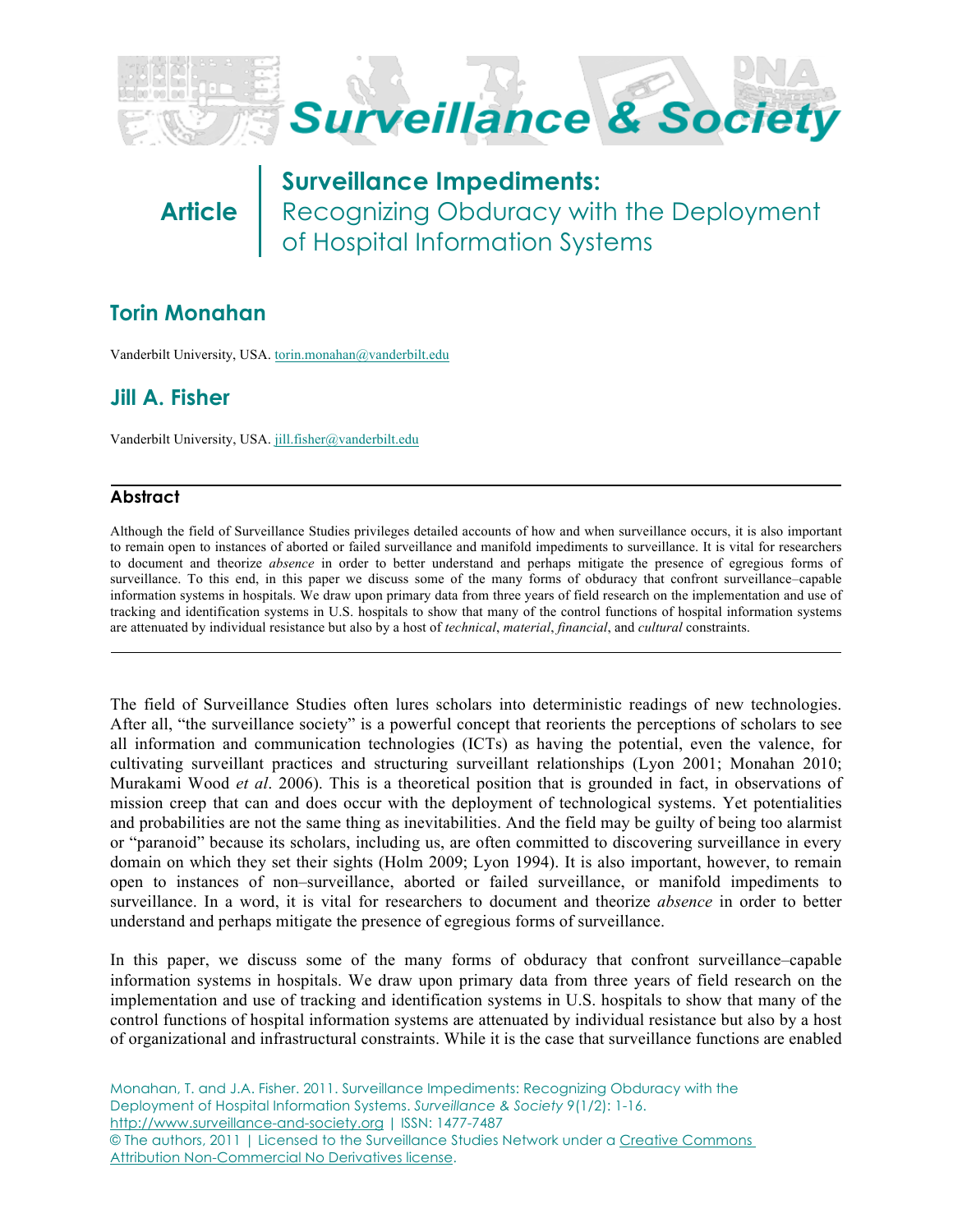# Surveillance & Society

Article

## Surveillance Impediments:
Recognizing Obduracy with the Deployment of Hospital Information Systems

### Torin Monahan

Vanderbilt University, USA. torin.monahan@vanderbilt.edu

### Jill A. Fisher

Vanderbilt University, USA. jill.fisher@vanderbilt.edu

#### Abstract

Although the field of Surveillance Studies privileges detailed accounts of how and when surveillance occurs, it is also important to remain open to instances of aborted or failed surveillance and manifold impediments to surveillance. It is vital for researchers to document and theorize *absence* in order to better understand and perhaps mitigate the presence of egregious forms of surveillance. To this end, in this paper we discuss some of the many forms of obduracy that confront surveillance–capable information systems in hospitals. We draw upon primary data from three years of field research on the implementation and use of tracking and identification systems in U.S. hospitals to show that many of the control functions of hospital information systems are attenuated by individual resistance but also by a host of *technical*, *material*, *financial*, and *cultural* constraints.

---

The field of Surveillance Studies often lures scholars into deterministic readings of new technologies. After all, "the surveillance society" is a powerful concept that reorients the perceptions of scholars to see all information and communication technologies (ICTs) as having the potential, even the valence, for cultivating surveillant practices and structuring surveillant relationships (Lyon 2001; Monahan 2010; Murakami Wood *et al*. 2006). This is a theoretical position that is grounded in fact, in observations of mission creep that can and does occur with the deployment of technological systems. Yet potentialities and probabilities are not the same thing as inevitabilities. And the field may be guilty of being too alarmist or "paranoid" because its scholars, including us, are often committed to discovering surveillance in every domain on which they set their sights (Holm 2009; Lyon 1994). It is also important, however, to remain open to instances of non–surveillance, aborted or failed surveillance, or manifold impediments to surveillance. In a word, it is vital for researchers to document and theorize *absence* in order to better understand and perhaps mitigate the presence of egregious forms of surveillance.

In this paper, we discuss some of the many forms of obduracy that confront surveillance–capable information systems in hospitals. We draw upon primary data from three years of field research on the implementation and use of tracking and identification systems in U.S. hospitals to show that many of the control functions of hospital information systems are attenuated by individual resistance but also by a host of organizational and infrastructural constraints. While it is the case that surveillance functions are enabled

Monahan, T. and J.A. Fisher. 2011. Surveillance Impediments: Recognizing Obduracy with the Deployment of Hospital Information Systems. *Surveillance & Society* 9(1/2): 1-16.
http://www.surveillance-and-society.org | ISSN: 1477-7487
© The authors, 2011 | Licensed to the Surveillance Studies Network under a Creative Commons Attribution Non-Commercial No Derivatives license.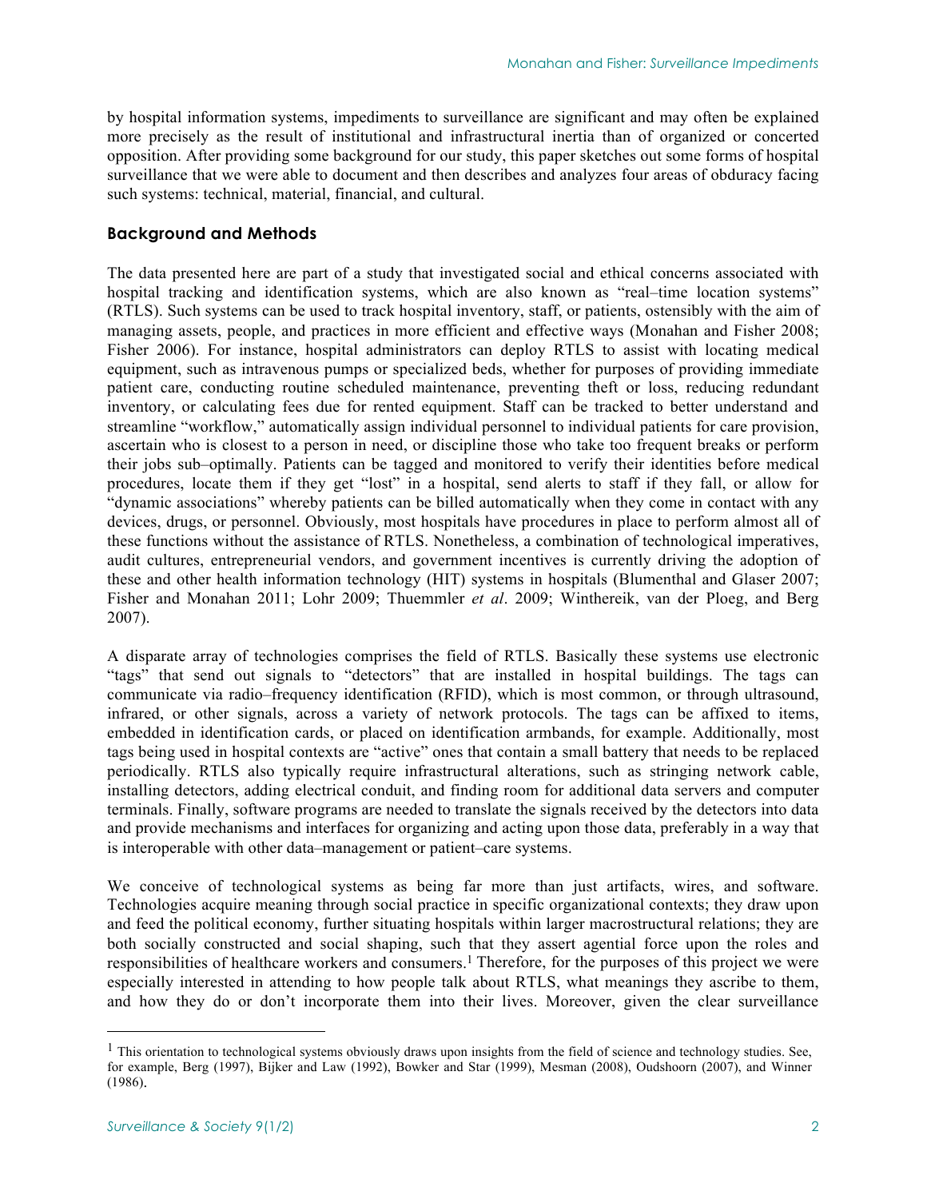by hospital information systems, impediments to surveillance are significant and may often be explained more precisely as the result of institutional and infrastructural inertia than of organized or concerted opposition. After providing some background for our study, this paper sketches out some forms of hospital surveillance that we were able to document and then describes and analyzes four areas of obduracy facing such systems: technical, material, financial, and cultural.

## Background and Methods

The data presented here are part of a study that investigated social and ethical concerns associated with hospital tracking and identification systems, which are also known as "real–time location systems" (RTLS). Such systems can be used to track hospital inventory, staff, or patients, ostensibly with the aim of managing assets, people, and practices in more efficient and effective ways (Monahan and Fisher 2008; Fisher 2006). For instance, hospital administrators can deploy RTLS to assist with locating medical equipment, such as intravenous pumps or specialized beds, whether for purposes of providing immediate patient care, conducting routine scheduled maintenance, preventing theft or loss, reducing redundant inventory, or calculating fees due for rented equipment. Staff can be tracked to better understand and streamline "workflow," automatically assign individual personnel to individual patients for care provision, ascertain who is closest to a person in need, or discipline those who take too frequent breaks or perform their jobs sub–optimally. Patients can be tagged and monitored to verify their identities before medical procedures, locate them if they get "lost" in a hospital, send alerts to staff if they fall, or allow for "dynamic associations" whereby patients can be billed automatically when they come in contact with any devices, drugs, or personnel. Obviously, most hospitals have procedures in place to perform almost all of these functions without the assistance of RTLS. Nonetheless, a combination of technological imperatives, audit cultures, entrepreneurial vendors, and government incentives is currently driving the adoption of these and other health information technology (HIT) systems in hospitals (Blumenthal and Glaser 2007; Fisher and Monahan 2011; Lohr 2009; Thuemmler *et al*. 2009; Wintherei k, van der Ploeg, and Berg 2007).

A disparate array of technologies comprises the field of RTLS. Basically these systems use electronic "tags" that send out signals to "detectors" that are installed in hospital buildings. The tags can communicate via radio–frequency identification (RFID), which is most common, or through ultrasound, infrared, or other signals, across a variety of network protocols. The tags can be affixed to items, embedded in identification cards, or placed on identification armbands, for example. Additionally, most tags being used in hospital contexts are "active" ones that contain a small battery that needs to be replaced periodically. RTLS also typically require infrastructural alterations, such as stringing network cable, installing detectors, adding electrical conduit, and finding room for additional data servers and computer terminals. Finally, software programs are needed to translate the signals received by the detectors into data and provide mechanisms and interfaces for organizing and acting upon those data, preferably in a way that is interoperable with other data–management or patient–care systems.

We conceive of technological systems as being far more than just artifacts, wires, and software. Technologies acquire meaning through social practice in specific organizational contexts; they draw upon and feed the political economy, further situating hospitals within larger macrostructural relations; they are both socially constructed and social shaping, such that they assert agential force upon the roles and responsibilities of healthcare workers and consumers.[1] Therefore, for the purposes of this project we were especially interested in attending to how people talk about RTLS, what meanings they ascribe to them, and how they do or don't incorporate them into their lives. Moreover, given the clear surveillance

[1] This orientation to technological systems obviously draws upon insights from the field of science and technology studies. See, for example, Berg (1997), Bijker and Law (1992), Bowker and Star (1999), Mesman (2008), Oudshoorn (2007), and Winner (1986).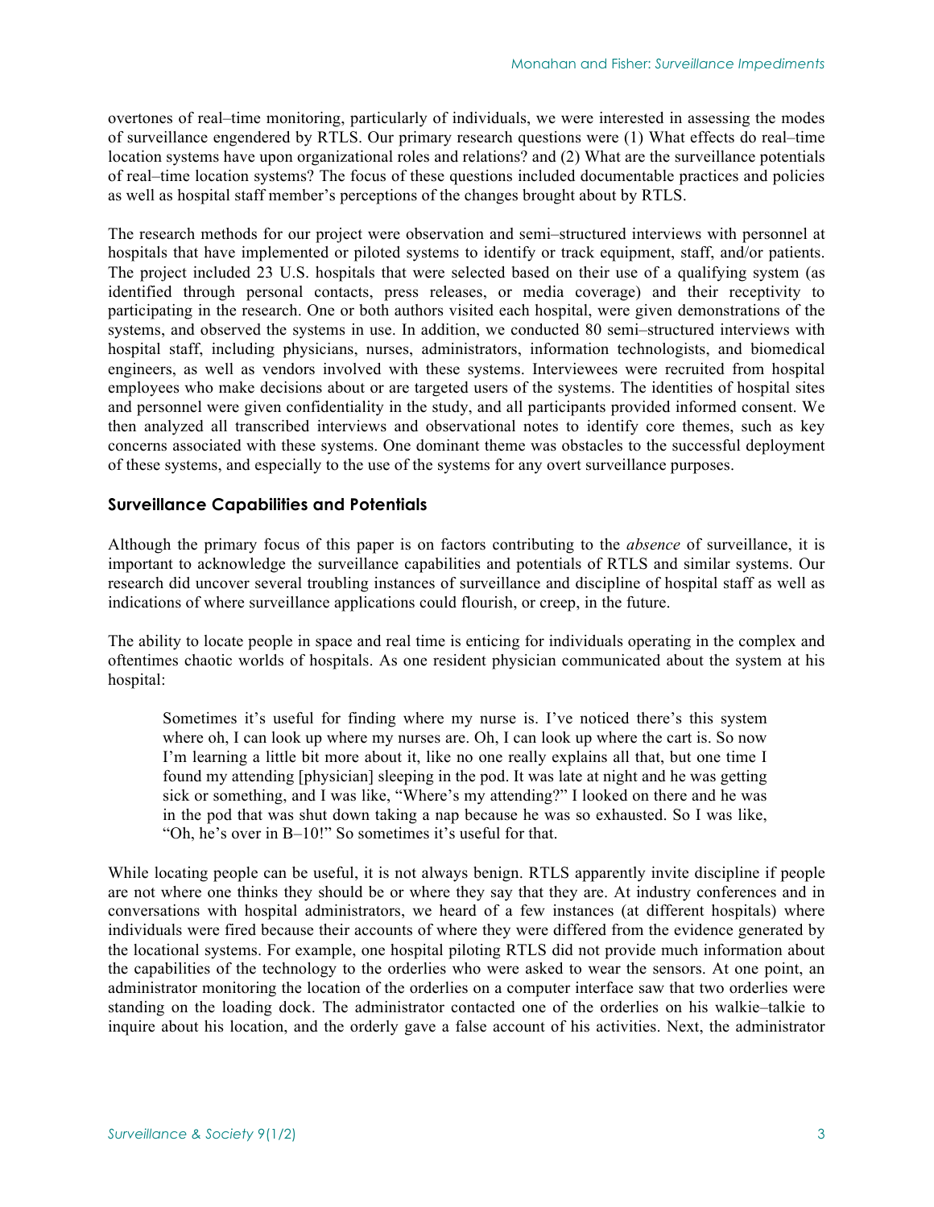overtones of real–time monitoring, particularly of individuals, we were interested in assessing the modes of surveillance engendered by RTLS. Our primary research questions were (1) What effects do real–time location systems have upon organizational roles and relations? and (2) What are the surveillance potentials of real–time location systems? The focus of these questions included documentable practices and policies as well as hospital staff member's perceptions of the changes brought about by RTLS.

The research methods for our project were observation and semi–structured interviews with personnel at hospitals that have implemented or piloted systems to identify or track equipment, staff, and/or patients. The project included 23 U.S. hospitals that were selected based on their use of a qualifying system (as identified through personal contacts, press releases, or media coverage) and their receptivity to participating in the research. One or both authors visited each hospital, were given demonstrations of the systems, and observed the systems in use. In addition, we conducted 80 semi–structured interviews with hospital staff, including physicians, nurses, administrators, information technologists, and biomedical engineers, as well as vendors involved with these systems. Interviewees were recruited from hospital employees who make decisions about or are targeted users of the systems. The identities of hospital sites and personnel were given confidentiality in the study, and all participants provided informed consent. We then analyzed all transcribed interviews and observational notes to identify core themes, such as key concerns associated with these systems. One dominant theme was obstacles to the successful deployment of these systems, and especially to the use of the systems for any overt surveillance purposes.

## Surveillance Capabilities and Potentials

Although the primary focus of this paper is on factors contributing to the *absence* of surveillance, it is important to acknowledge the surveillance capabilities and potentials of RTLS and similar systems. Our research did uncover several troubling instances of surveillance and discipline of hospital staff as well as indications of where surveillance applications could flourish, or creep, in the future.

The ability to locate people in space and real time is enticing for individuals operating in the complex and oftentimes chaotic worlds of hospitals. As one resident physician communicated about the system at his hospital:

> Sometimes it's useful for finding where my nurse is. I've noticed there's this system where oh, I can look up where my nurses are. Oh, I can look up where the cart is. So now I'm learning a little bit more about it, like no one really explains all that, but one time I found my attending [physician] sleeping in the pod. It was late at night and he was getting sick or something, and I was like, "Where's my attending?" I looked on there and he was in the pod that was shut down taking a nap because he was so exhausted. So I was like, "Oh, he's over in B–10!" So sometimes it's useful for that.

While locating people can be useful, it is not always benign. RTLS apparently invite discipline if people are not where one thinks they should be or where they say that they are. At industry conferences and in conversations with hospital administrators, we heard of a few instances (at different hospitals) where individuals were fired because their accounts of where they were differed from the evidence generated by the locational systems. For example, one hospital piloting RTLS did not provide much information about the capabilities of the technology to the orderlies who were asked to wear the sensors. At one point, an administrator monitoring the location of the orderlies on a computer interface saw that two orderlies were standing on the loading dock. The administrator contacted one of the orderlies on his walkie–talkie to inquire about his location, and the orderly gave a false account of his activities. Next, the administrator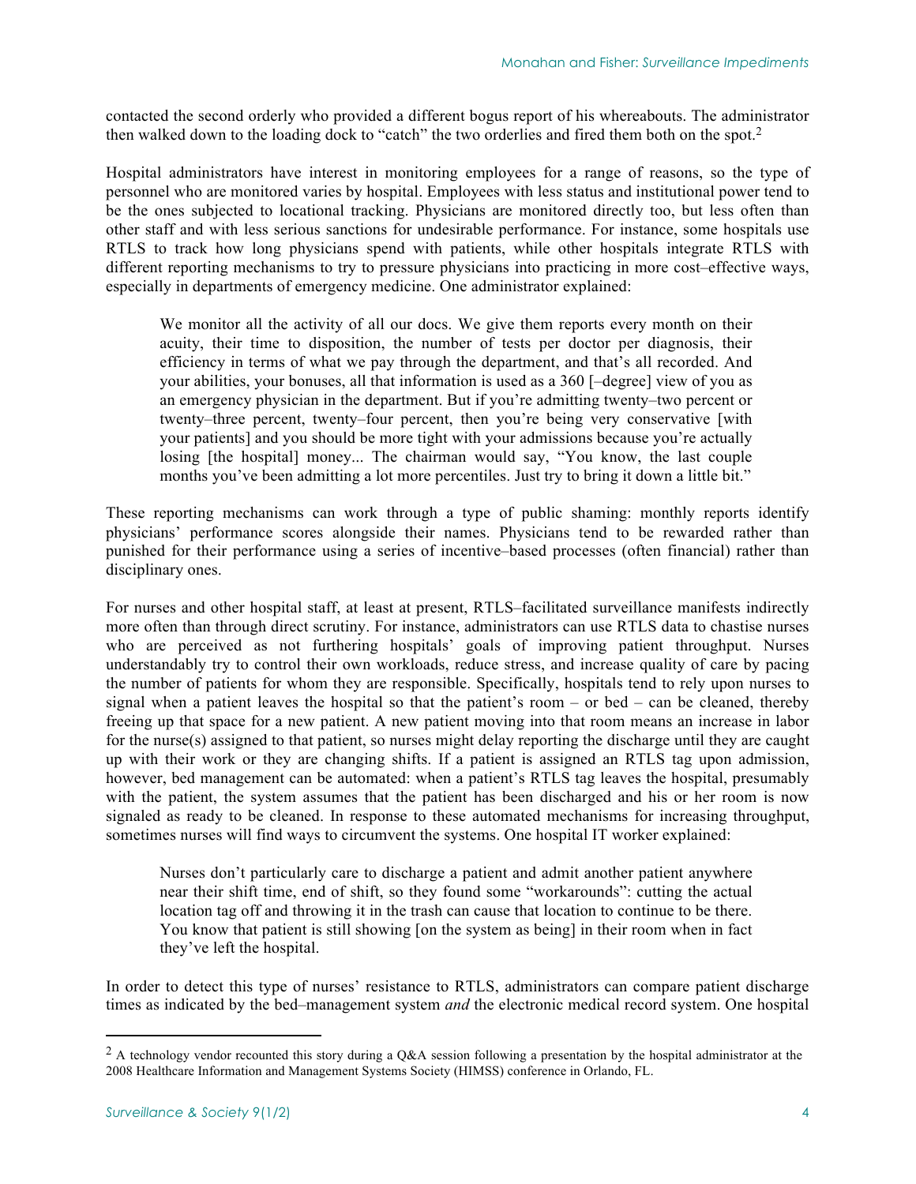contacted the second orderly who provided a different bogus report of his whereabouts. The administrator then walked down to the loading dock to "catch" the two orderlies and fired them both on the spot.[2]

Hospital administrators have interest in monitoring employees for a range of reasons, so the type of personnel who are monitored varies by hospital. Employees with less status and institutional power tend to be the ones subjected to locational tracking. Physicians are monitored directly too, but less often than other staff and with less serious sanctions for undesirable performance. For instance, some hospitals use RTLS to track how long physicians spend with patients, while other hospitals integrate RTLS with different reporting mechanisms to try to pressure physicians into practicing in more cost–effective ways, especially in departments of emergency medicine. One administrator explained:

> We monitor all the activity of all our docs. We give them reports every month on their acuity, their time to disposition, the number of tests per doctor per diagnosis, their efficiency in terms of what we pay through the department, and that's all recorded. And your abilities, your bonuses, all that information is used as a 360 [–degree] view of you as an emergency physician in the department. But if you're admitting twenty–two percent or twenty–three percent, twenty–four percent, then you're being very conservative [with your patients] and you should be more tight with your admissions because you're actually losing [the hospital] money... The chairman would say, "You know, the last couple months you've been admitting a lot more percentiles. Just try to bring it down a little bit."

These reporting mechanisms can work through a type of public shaming: monthly reports identify physicians' performance scores alongside their names. Physicians tend to be rewarded rather than punished for their performance using a series of incentive–based processes (often financial) rather than disciplinary ones.

For nurses and other hospital staff, at least at present, RTLS–facilitated surveillance manifests indirectly more often than through direct scrutiny. For instance, administrators can use RTLS data to chastise nurses who are perceived as not furthering hospitals' goals of improving patient throughput. Nurses understandably try to control their own workloads, reduce stress, and increase quality of care by pacing the number of patients for whom they are responsible. Specifically, hospitals tend to rely upon nurses to signal when a patient leaves the hospital so that the patient's room – or bed – can be cleaned, thereby freeing up that space for a new patient. A new patient moving into that room means an increase in labor for the nurse(s) assigned to that patient, so nurses might delay reporting the discharge until they are caught up with their work or they are changing shifts. If a patient is assigned an RTLS tag upon admission, however, bed management can be automated: when a patient's RTLS tag leaves the hospital, presumably with the patient, the system assumes that the patient has been discharged and his or her room is now signaled as ready to be cleaned. In response to these automated mechanisms for increasing throughput, sometimes nurses will find ways to circumvent the systems. One hospital IT worker explained:

> Nurses don't particularly care to discharge a patient and admit another patient anywhere near their shift time, end of shift, so they found some "workarounds": cutting the actual location tag off and throwing it in the trash can cause that location to continue to be there. You know that patient is still showing [on the system as being] in their room when in fact they've left the hospital.

In order to detect this type of nurses' resistance to RTLS, administrators can compare patient discharge times as indicated by the bed–management system *and* the electronic medical record system. One hospital

---

[2] A technology vendor recounted this story during a Q&A session following a presentation by the hospital administrator at the 2008 Healthcare Information and Management Systems Society (HIMSS) conference in Orlando, FL.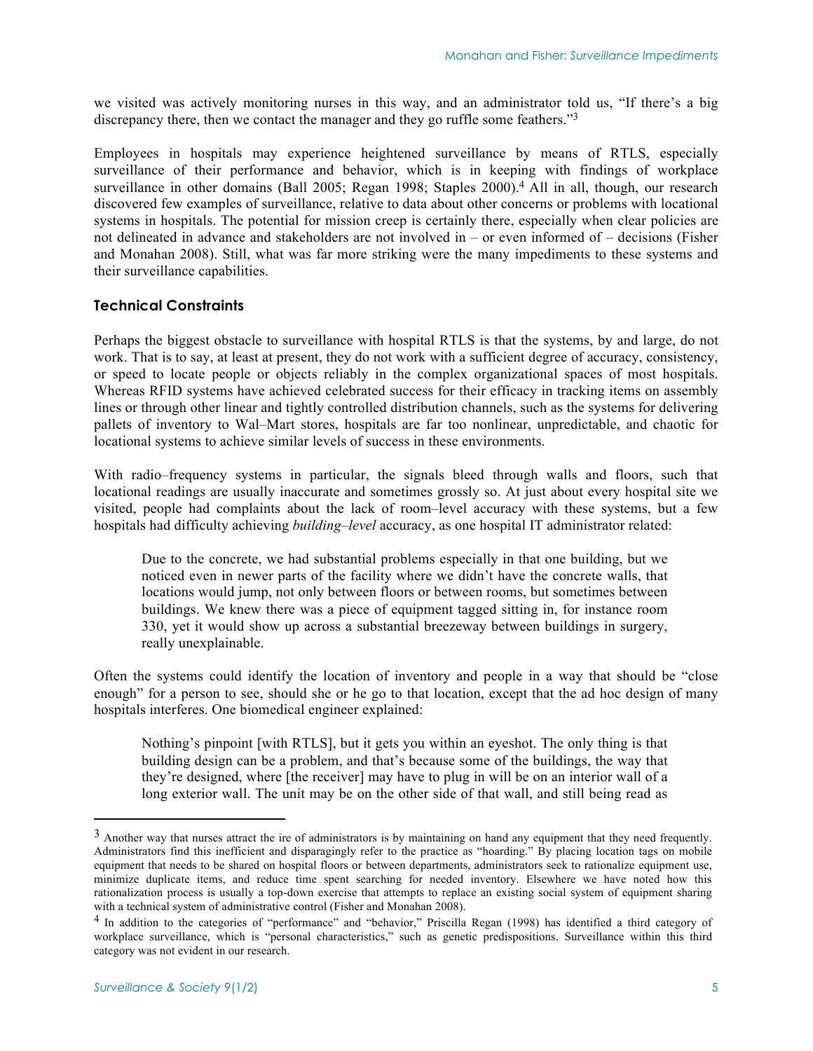we visited was actively monitoring nurses in this way, and an administrator told us, "If there's a big discrepancy there, then we contact the manager and they go ruffle some feathers."[3]

Employees in hospitals may experience heightened surveillance by means of RTLS, especially surveillance of their performance and behavior, which is in keeping with findings of workplace surveillance in other domains (Ball 2005; Regan 1998; Staples 2000).[4] All in all, though, our research discovered few examples of surveillance, relative to data about other concerns or problems with locational systems in hospitals. The potential for mission creep is certainly there, especially when clear policies are not delineated in advance and stakeholders are not involved in – or even informed of – decisions (Fisher and Monahan 2008). Still, what was far more striking were the many impediments to these systems and their surveillance capabilities.

## Technical Constraints

Perhaps the biggest obstacle to surveillance with hospital RTLS is that the systems, by and large, do not work. That is to say, at least at present, they do not work with a sufficient degree of accuracy, consistency, or speed to locate people or objects reliably in the complex organizational spaces of most hospitals. Whereas RFID systems have achieved celebrated success for their efficacy in tracking items on assembly lines or through other linear and tightly controlled distribution channels, such as the systems for delivering pallets of inventory to Wal–Mart stores, hospitals are far too nonlinear, unpredictable, and chaotic for locational systems to achieve similar levels of success in these environments.

With radio–frequency systems in particular, the signals bleed through walls and floors, such that locational readings are usually inaccurate and sometimes grossly so. At just about every hospital site we visited, people had complaints about the lack of room–level accuracy with these systems, but a few hospitals had difficulty achieving *building–level* accuracy, as one hospital IT administrator related:

> Due to the concrete, we had substantial problems especially in that one building, but we noticed even in newer parts of the facility where we didn't have the concrete walls, that locations would jump, not only between floors or between rooms, but sometimes between buildings. We knew there was a piece of equipment tagged sitting in, for instance room 330, yet it would show up across a substantial breezeway between buildings in surgery, really unexplainable.

Often the systems could identify the location of inventory and people in a way that should be "close enough" for a person to see, should she or he go to that location, except that the ad hoc design of many hospitals interferes. One biomedical engineer explained:

> Nothing's pinpoint [with RTLS], but it gets you within an eyeshot. The only thing is that building design can be a problem, and that's because some of the buildings, the way that they're designed, where [the receiver] may have to plug in will be on an interior wall of a long exterior wall. The unit may be on the other side of that wall, and still being read as

---

[3] Another way that nurses attract the ire of administrators is by maintaining on hand any equipment that they need frequently. Administrators find this inefficient and disparagingly refer to the practice as "hoarding." By placing location tags on mobile equipment that needs to be shared on hospital floors or between departments, administrators seek to rationalize equipment use, minimize duplicate items, and reduce time spent searching for needed inventory. Elsewhere we have noted how this rationalization process is usually a top-down exercise that attempts to replace an existing social system of equipment sharing with a technical system of administrative control (Fisher and Monahan 2008).

[4] In addition to the categories of "performance" and "behavior," Priscilla Regan (1998) has identified a third category of workplace surveillance, which is "personal characteristics," such as genetic predispositions. Surveillance within this third category was not evident in our research.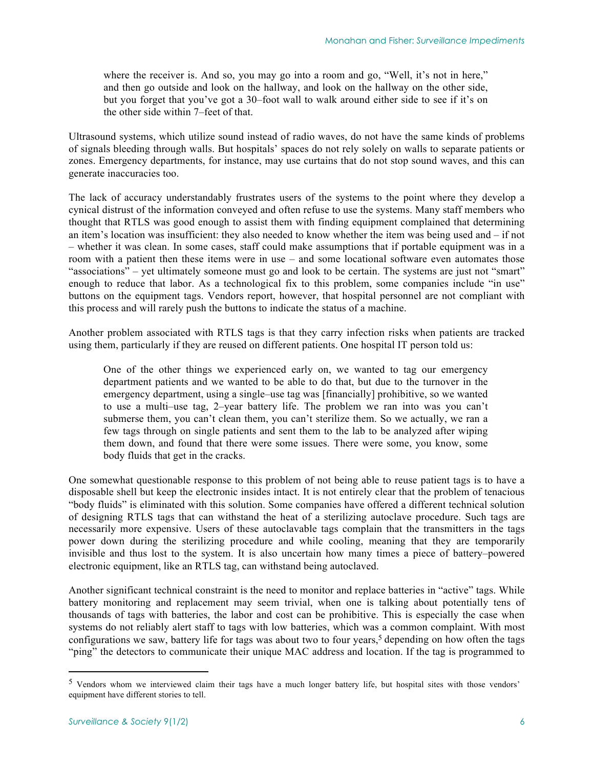> where the receiver is. And so, you may go into a room and go, "Well, it's not in here," and then go outside and look on the hallway, and look on the hallway on the other side, but you forget that you've got a 30–foot wall to walk around either side to see if it's on the other side within 7–feet of that.

Ultrasound systems, which utilize sound instead of radio waves, do not have the same kinds of problems of signals bleeding through walls. But hospitals' spaces do not rely solely on walls to separate patients or zones. Emergency departments, for instance, may use curtains that do not stop sound waves, and this can generate inaccuracies too.

The lack of accuracy understandably frustrates users of the systems to the point where they develop a cynical distrust of the information conveyed and often refuse to use the systems. Many staff members who thought that RTLS was good enough to assist them with finding equipment complained that determining an item's location was insufficient: they also needed to know whether the item was being used and – if not – whether it was clean. In some cases, staff could make assumptions that if portable equipment was in a room with a patient then these items were in use – and some locational software even automates those "associations" – yet ultimately someone must go and look to be certain. The systems are just not "smart" enough to reduce that labor. As a technological fix to this problem, some companies include "in use" buttons on the equipment tags. Vendors report, however, that hospital personnel are not compliant with this process and will rarely push the buttons to indicate the status of a machine.

Another problem associated with RTLS tags is that they carry infection risks when patients are tracked using them, particularly if they are reused on different patients. One hospital IT person told us:

> One of the other things we experienced early on, we wanted to tag our emergency department patients and we wanted to be able to do that, but due to the turnover in the emergency department, using a single–use tag was [financially] prohibitive, so we wanted to use a multi–use tag, 2–year battery life. The problem we ran into was you can't submerse them, you can't clean them, you can't sterilize them. So we actually, we ran a few tags through on single patients and sent them to the lab to be analyzed after wiping them down, and found that there were some issues. There were some, you know, some body fluids that get in the cracks.

One somewhat questionable response to this problem of not being able to reuse patient tags is to have a disposable shell but keep the electronic insides intact. It is not entirely clear that the problem of tenacious "body fluids" is eliminated with this solution. Some companies have offered a different technical solution of designing RTLS tags that can withstand the heat of a sterilizing autoclave procedure. Such tags are necessarily more expensive. Users of these autoclavable tags complain that the transmitters in the tags power down during the sterilizing procedure and while cooling, meaning that they are temporarily invisible and thus lost to the system. It is also uncertain how many times a piece of battery–powered electronic equipment, like an RTLS tag, can withstand being autoclaved.

Another significant technical constraint is the need to monitor and replace batteries in "active" tags. While battery monitoring and replacement may seem trivial, when one is talking about potentially tens of thousands of tags with batteries, the labor and cost can be prohibitive. This is especially the case when systems do not reliably alert staff to tags with low batteries, which was a common complaint. With most configurations we saw, battery life for tags was about two to four years,[5] depending on how often the tags "ping" the detectors to communicate their unique MAC address and location. If the tag is programmed to

---

[5] Vendors whom we interviewed claim their tags have a much longer battery life, but hospital sites with those vendors' equipment have different stories to tell.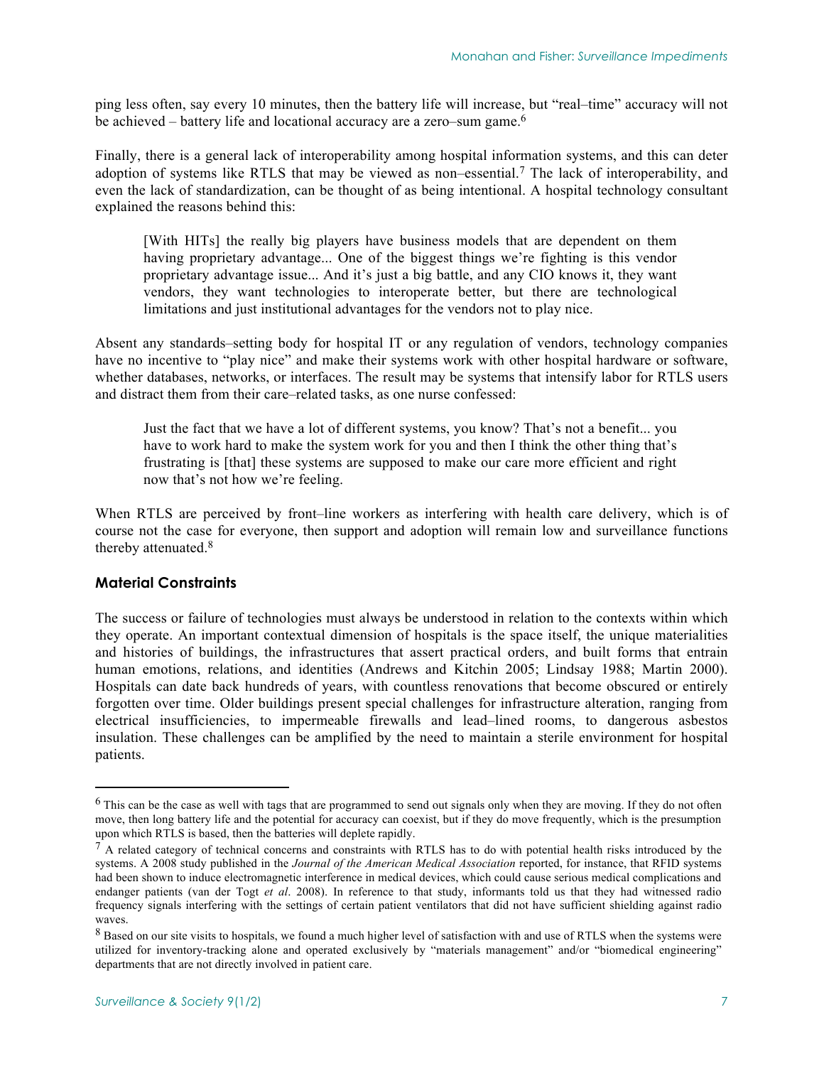ping less often, say every 10 minutes, then the battery life will increase, but "real–time" accuracy will not be achieved – battery life and locational accuracy are a zero–sum game.[6]

Finally, there is a general lack of interoperability among hospital information systems, and this can deter adoption of systems like RTLS that may be viewed as non–essential.[7] The lack of interoperability, and even the lack of standardization, can be thought of as being intentional. A hospital technology consultant explained the reasons behind this:

> [With HITs] the really big players have business models that are dependent on them having proprietary advantage... One of the biggest things we're fighting is this vendor proprietary advantage issue... And it's just a big battle, and any CIO knows it, they want vendors, they want technologies to interoperate better, but there are technological limitations and just institutional advantages for the vendors not to play nice.

Absent any standards–setting body for hospital IT or any regulation of vendors, technology companies have no incentive to "play nice" and make their systems work with other hospital hardware or software, whether databases, networks, or interfaces. The result may be systems that intensify labor for RTLS users and distract them from their care–related tasks, as one nurse confessed:

> Just the fact that we have a lot of different systems, you know? That's not a benefit... you have to work hard to make the system work for you and then I think the other thing that's frustrating is [that] these systems are supposed to make our care more efficient and right now that's not how we're feeling.

When RTLS are perceived by front–line workers as interfering with health care delivery, which is of course not the case for everyone, then support and adoption will remain low and surveillance functions thereby attenuated.[8]

### Material Constraints

The success or failure of technologies must always be understood in relation to the contexts within which they operate. An important contextual dimension of hospitals is the space itself, the unique materialities and histories of buildings, the infrastructures that assert practical orders, and built forms that entrain human emotions, relations, and identities (Andrews and Kitchin 2005; Lindsay 1988; Martin 2000). Hospitals can date back hundreds of years, with countless renovations that become obscured or entirely forgotten over time. Older buildings present special challenges for infrastructure alteration, ranging from electrical insufficiencies, to impermeable firewalls and lead–lined rooms, to dangerous asbestos insulation. These challenges can be amplified by the need to maintain a sterile environment for hospital patients.

---

[6] This can be the case as well with tags that are programmed to send out signals only when they are moving. If they do not often move, then long battery life and the potential for accuracy can coexist, but if they do move frequently, which is the presumption upon which RTLS is based, then the batteries will deplete rapidly.

[7] A related category of technical concerns and constraints with RTLS has to do with potential health risks introduced by the systems. A 2008 study published in the *Journal of the American Medical Association* reported, for instance, that RFID systems had been shown to induce electromagnetic interference in medical devices, which could cause serious medical complications and endanger patients (van der Togt *et al*. 2008). In reference to that study, informants told us that they had witnessed radio frequency signals interfering with the settings of certain patient ventilators that did not have sufficient shielding against radio waves.

[8] Based on our site visits to hospitals, we found a much higher level of satisfaction with and use of RTLS when the systems were utilized for inventory-tracking alone and operated exclusively by "materials management" and/or "biomedical engineering" departments that are not directly involved in patient care.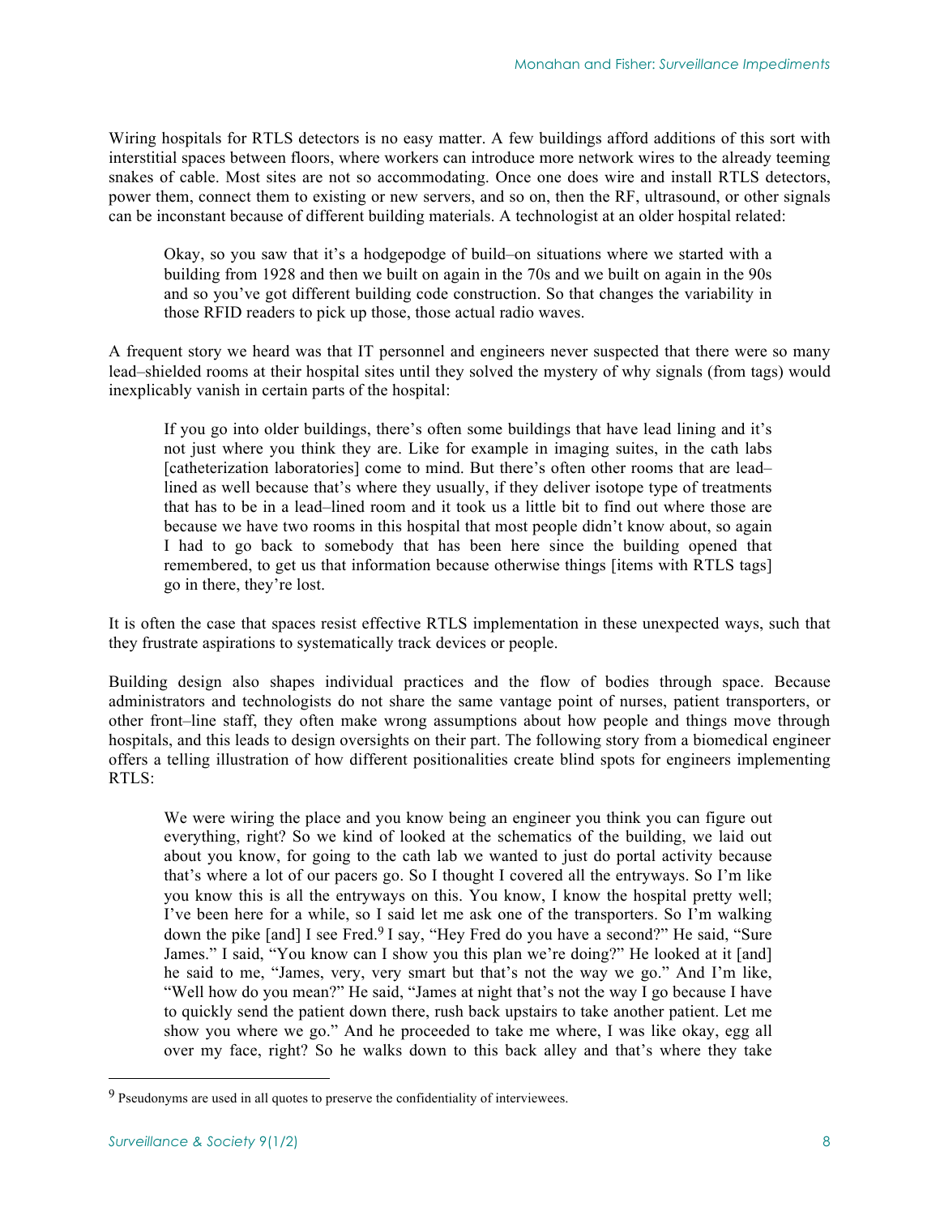Wiring hospitals for RTLS detectors is no easy matter. A few buildings afford additions of this sort with interstitial spaces between floors, where workers can introduce more network wires to the already teeming snakes of cable. Most sites are not so accommodating. Once one does wire and install RTLS detectors, power them, connect them to existing or new servers, and so on, then the RF, ultrasound, or other signals can be inconstant because of different building materials. A technologist at an older hospital related:

> Okay, so you saw that it's a hodgepodge of build–on situations where we started with a building from 1928 and then we built on again in the 70s and we built on again in the 90s and so you've got different building code construction. So that changes the variability in those RFID readers to pick up those, those actual radio waves.

A frequent story we heard was that IT personnel and engineers never suspected that there were so many lead–shielded rooms at their hospital sites until they solved the mystery of why signals (from tags) would inexplicably vanish in certain parts of the hospital:

> If you go into older buildings, there's often some buildings that have lead lining and it's not just where you think they are. Like for example in imaging suites, in the cath labs [catheterization laboratories] come to mind. But there's often other rooms that are lead–lined as well because that's where they usually, if they deliver isotope type of treatments that has to be in a lead–lined room and it took us a little bit to find out where those are because we have two rooms in this hospital that most people didn't know about, so again I had to go back to somebody that has been here since the building opened that remembered, to get us that information because otherwise things [items with RTLS tags] go in there, they're lost.

It is often the case that spaces resist effective RTLS implementation in these unexpected ways, such that they frustrate aspirations to systematically track devices or people.

Building design also shapes individual practices and the flow of bodies through space. Because administrators and technologists do not share the same vantage point of nurses, patient transporters, or other front–line staff, they often make wrong assumptions about how people and things move through hospitals, and this leads to design oversights on their part. The following story from a biomedical engineer offers a telling illustration of how different positionalities create blind spots for engineers implementing RTLS:

> We were wiring the place and you know being an engineer you think you can figure out everything, right? So we kind of looked at the schematics of the building, we laid out about you know, for going to the cath lab we wanted to just do portal activity because that's where a lot of our pacers go. So I thought I covered all the entryways. So I'm like you know this is all the entryways on this. You know, I know the hospital pretty well; I've been here for a while, so I said let me ask one of the transporters. So I'm walking down the pike [and] I see Fred.[9] I say, "Hey Fred do you have a second?" He said, "Sure James." I said, "You know can I show you this plan we're doing?" He looked at it [and] he said to me, "James, very, very smart but that's not the way we go." And I'm like, "Well how do you mean?" He said, "James at night that's not the way I go because I have to quickly send the patient down there, rush back upstairs to take another patient. Let me show you where we go." And he proceeded to take me where, I was like okay, egg all over my face, right? So he walks down to this back alley and that's where they take

---

[9] Pseudonyms are used in all quotes to preserve the confidentiality of interviewees.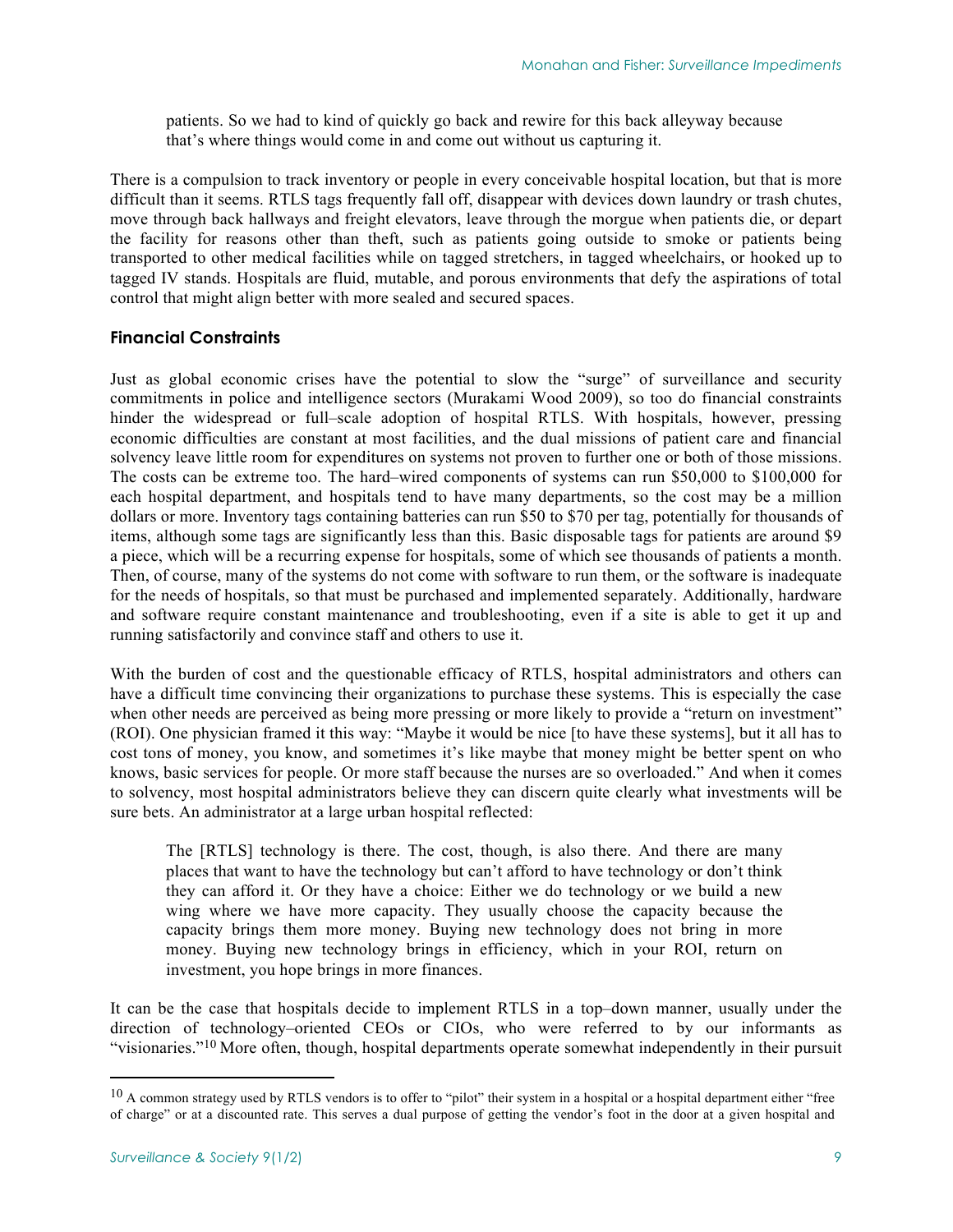> patients. So we had to kind of quickly go back and rewire for this back alleyway because that's where things would come in and come out without us capturing it.

There is a compulsion to track inventory or people in every conceivable hospital location, but that is more difficult than it seems. RTLS tags frequently fall off, disappear with devices down laundry or trash chutes, move through back hallways and freight elevators, leave through the morgue when patients die, or depart the facility for reasons other than theft, such as patients going outside to smoke or patients being transported to other medical facilities while on tagged stretchers, in tagged wheelchairs, or hooked up to tagged IV stands. Hospitals are fluid, mutable, and porous environments that defy the aspirations of total control that might align better with more sealed and secured spaces.

### Financial Constraints

Just as global economic crises have the potential to slow the "surge" of surveillance and security commitments in police and intelligence sectors (Murakami Wood 2009), so too do financial constraints hinder the widespread or full–scale adoption of hospital RTLS. With hospitals, however, pressing economic difficulties are constant at most facilities, and the dual missions of patient care and financial solvency leave little room for expenditures on systems not proven to further one or both of those missions. The costs can be extreme too. The hard–wired components of systems can run $50,000 to $100,000 for each hospital department, and hospitals tend to have many departments, so the cost may be a million dollars or more. Inventory tags containing batteries can run $50 to $70 per tag, potentially for thousands of items, although some tags are significantly less than this. Basic disposable tags for patients are around $9 a piece, which will be a recurring expense for hospitals, some of which see thousands of patients a month. Then, of course, many of the systems do not come with software to run them, or the software is inadequate for the needs of hospitals, so that must be purchased and implemented separately. Additionally, hardware and software require constant maintenance and troubleshooting, even if a site is able to get it up and running satisfactorily and convince staff and others to use it.

With the burden of cost and the questionable efficacy of RTLS, hospital administrators and others can have a difficult time convincing their organizations to purchase these systems. This is especially the case when other needs are perceived as being more pressing or more likely to provide a "return on investment" (ROI). One physician framed it this way: "Maybe it would be nice [to have these systems], but it all has to cost tons of money, you know, and sometimes it's like maybe that money might be better spent on who knows, basic services for people. Or more staff because the nurses are so overloaded." And when it comes to solvency, most hospital administrators believe they can discern quite clearly what investments will be sure bets. An administrator at a large urban hospital reflected:

> The [RTLS] technology is there. The cost, though, is also there. And there are many places that want to have the technology but can't afford to have technology or don't think they can afford it. Or they have a choice: Either we do technology or we build a new wing where we have more capacity. They usually choose the capacity because the capacity brings them more money. Buying new technology does not bring in more money. Buying new technology brings in efficiency, which in your ROI, return on investment, you hope brings in more finances.

It can be the case that hospitals decide to implement RTLS in a top–down manner, usually under the direction of technology–oriented CEOs or CIOs, who were referred to by our informants as "visionaries."[10] More often, though, hospital departments operate somewhat independently in their pursuit

[10] A common strategy used by RTLS vendors is to offer to "pilot" their system in a hospital or a hospital department either "free of charge" or at a discounted rate. This serves a dual purpose of getting the vendor's foot in the door at a given hospital and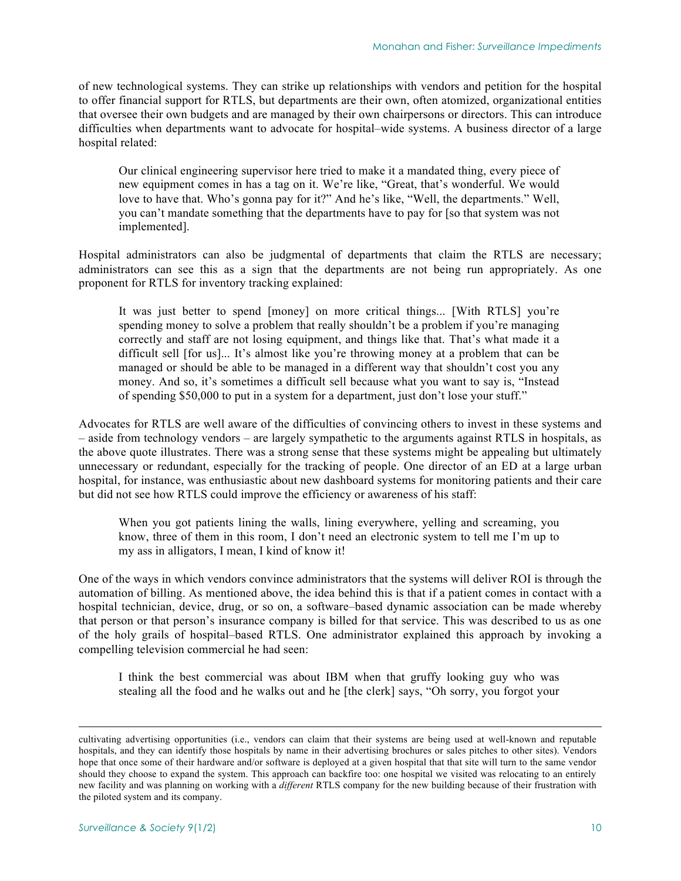of new technological systems. They can strike up relationships with vendors and petition for the hospital to offer financial support for RTLS, but departments are their own, often atomized, organizational entities that oversee their own budgets and are managed by their own chairpersons or directors. This can introduce difficulties when departments want to advocate for hospital–wide systems. A business director of a large hospital related:

> Our clinical engineering supervisor here tried to make it a mandated thing, every piece of new equipment comes in has a tag on it. We're like, "Great, that's wonderful. We would love to have that. Who's gonna pay for it?" And he's like, "Well, the departments." Well, you can't mandate something that the departments have to pay for [so that system was not implemented].

Hospital administrators can also be judgmental of departments that claim the RTLS are necessary; administrators can see this as a sign that the departments are not being run appropriately. As one proponent for RTLS for inventory tracking explained:

> It was just better to spend [money] on more critical things... [With RTLS] you're spending money to solve a problem that really shouldn't be a problem if you're managing correctly and staff are not losing equipment, and things like that. That's what made it a difficult sell [for us]... It's almost like you're throwing money at a problem that can be managed or should be able to be managed in a different way that shouldn't cost you any money. And so, it's sometimes a difficult sell because what you want to say is, "Instead of spending $50,000 to put in a system for a department, just don't lose your stuff."

Advocates for RTLS are well aware of the difficulties of convincing others to invest in these systems and – aside from technology vendors – are largely sympathetic to the arguments against RTLS in hospitals, as the above quote illustrates. There was a strong sense that these systems might be appealing but ultimately unnecessary or redundant, especially for the tracking of people. One director of an ED at a large urban hospital, for instance, was enthusiastic about new dashboard systems for monitoring patients and their care but did not see how RTLS could improve the efficiency or awareness of his staff:

> When you got patients lining the walls, lining everywhere, yelling and screaming, you know, three of them in this room, I don't need an electronic system to tell me I'm up to my ass in alligators, I mean, I kind of know it!

One of the ways in which vendors convince administrators that the systems will deliver ROI is through the automation of billing. As mentioned above, the idea behind this is that if a patient comes in contact with a hospital technician, device, drug, or so on, a software–based dynamic association can be made whereby that person or that person's insurance company is billed for that service. This was described to us as one of the holy grails of hospital–based RTLS. One administrator explained this approach by invoking a compelling television commercial he had seen:

> I think the best commercial was about IBM when that gruffy looking guy who was stealing all the food and he walks out and he [the clerk] says, "Oh sorry, you forgot your

---

cultivating advertising opportunities (i.e., vendors can claim that their systems are being used at well-known and reputable hospitals, and they can identify those hospitals by name in their advertising brochures or sales pitches to other sites). Vendors hope that once some of their hardware and/or software is deployed at a given hospital that that site will turn to the same vendor should they choose to expand the system. This approach can backfire too: one hospital we visited was relocating to an entirely new facility and was planning on working with a *different* RTLS company for the new building because of their frustration with the piloted system and its company.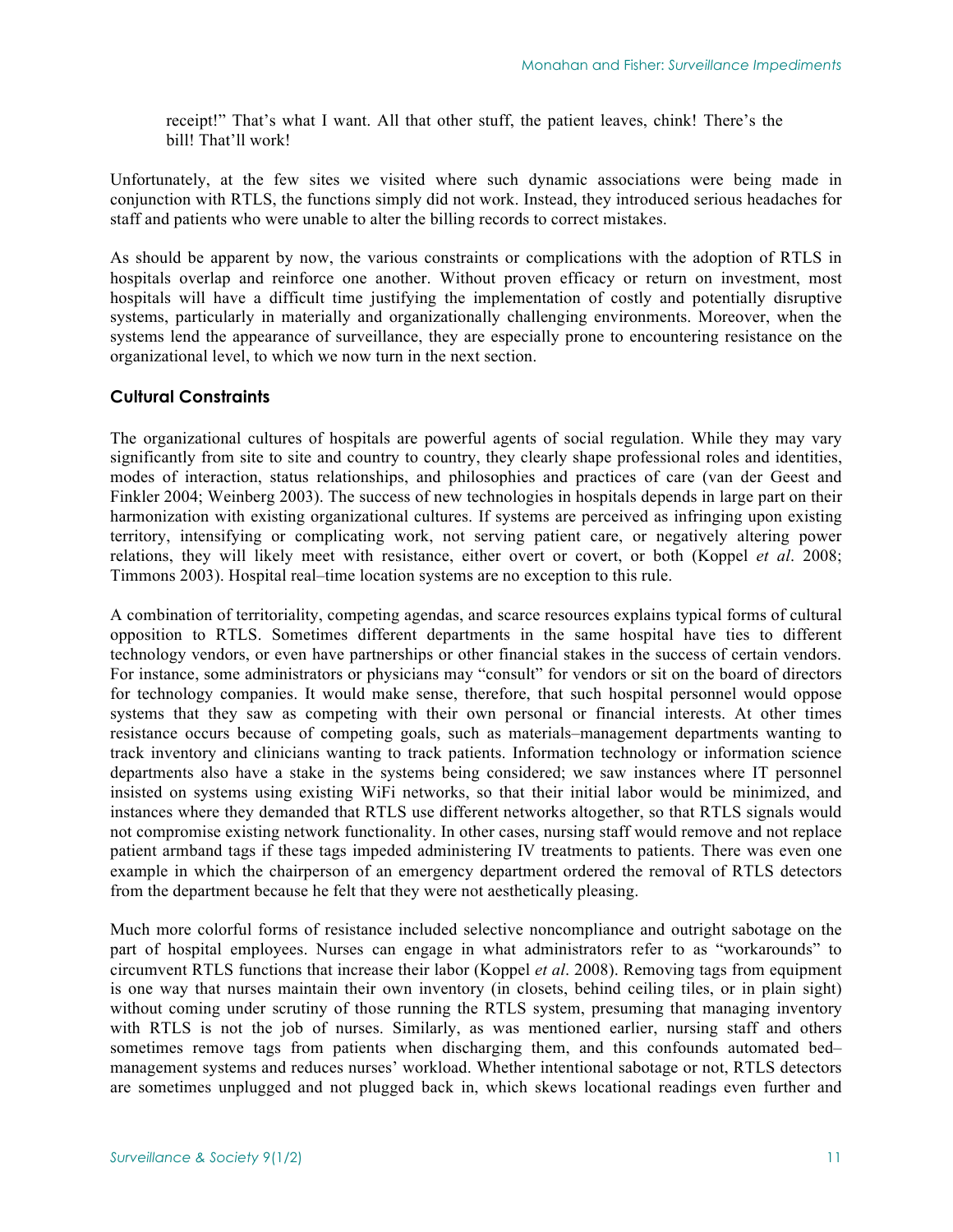receipt!" That's what I want. All that other stuff, the patient leaves, chink! There's the bill! That'll work!

Unfortunately, at the few sites we visited where such dynamic associations were being made in conjunction with RTLS, the functions simply did not work. Instead, they introduced serious headaches for staff and patients who were unable to alter the billing records to correct mistakes.

As should be apparent by now, the various constraints or complications with the adoption of RTLS in hospitals overlap and reinforce one another. Without proven efficacy or return on investment, most hospitals will have a difficult time justifying the implementation of costly and potentially disruptive systems, particularly in materially and organizationally challenging environments. Moreover, when the systems lend the appearance of surveillance, they are especially prone to encountering resistance on the organizational level, to which we now turn in the next section.

## Cultural Constraints

The organizational cultures of hospitals are powerful agents of social regulation. While they may vary significantly from site to site and country to country, they clearly shape professional roles and identities, modes of interaction, status relationships, and philosophies and practices of care (van der Geest and Finkler 2004; Weinberg 2003). The success of new technologies in hospitals depends in large part on their harmonization with existing organizational cultures. If systems are perceived as infringing upon existing territory, intensifying or complicating work, not serving patient care, or negatively altering power relations, they will likely meet with resistance, either overt or covert, or both (Koppel *et al*. 2008; Timmons 2003). Hospital real–time location systems are no exception to this rule.

A combination of territoriality, competing agendas, and scarce resources explains typical forms of cultural opposition to RTLS. Sometimes different departments in the same hospital have ties to different technology vendors, or even have partnerships or other financial stakes in the success of certain vendors. For instance, some administrators or physicians may "consult" for vendors or sit on the board of directors for technology companies. It would make sense, therefore, that such hospital personnel would oppose systems that they saw as competing with their own personal or financial interests. At other times resistance occurs because of competing goals, such as materials–management departments wanting to track inventory and clinicians wanting to track patients. Information technology or information science departments also have a stake in the systems being considered; we saw instances where IT personnel insisted on systems using existing WiFi networks, so that their initial labor would be minimized, and instances where they demanded that RTLS use different networks altogether, so that RTLS signals would not compromise existing network functionality. In other cases, nursing staff would remove and not replace patient armband tags if these tags impeded administering IV treatments to patients. There was even one example in which the chairperson of an emergency department ordered the removal of RTLS detectors from the department because he felt that they were not aesthetically pleasing.

Much more colorful forms of resistance included selective noncompliance and outright sabotage on the part of hospital employees. Nurses can engage in what administrators refer to as "workarounds" to circumvent RTLS functions that increase their labor (Koppel *et al*. 2008). Removing tags from equipment is one way that nurses maintain their own inventory (in closets, behind ceiling tiles, or in plain sight) without coming under scrutiny of those running the RTLS system, presuming that managing inventory with RTLS is not the job of nurses. Similarly, as was mentioned earlier, nursing staff and others sometimes remove tags from patients when discharging them, and this confounds automated bed–management systems and reduces nurses' workload. Whether intentional sabotage or not, RTLS detectors are sometimes unplugged and not plugged back in, which skews locational readings even further and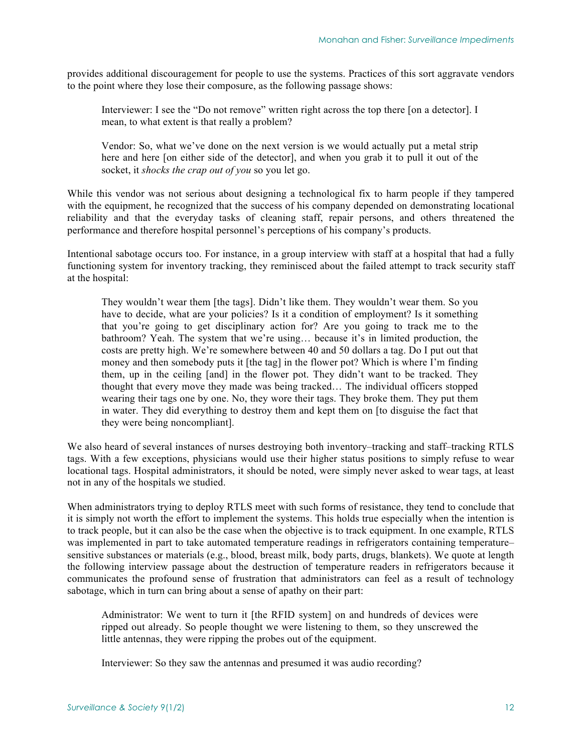provides additional discouragement for people to use the systems. Practices of this sort aggravate vendors to the point where they lose their composure, as the following passage shows:

> Interviewer: I see the "Do not remove" written right across the top there [on a detector]. I mean, to what extent is that really a problem?
>
> Vendor: So, what we've done on the next version is we would actually put a metal strip here and here [on either side of the detector], and when you grab it to pull it out of the socket, it *shocks the crap out of you* so you let go.

While this vendor was not serious about designing a technological fix to harm people if they tampered with the equipment, he recognized that the success of his company depended on demonstrating locational reliability and that the everyday tasks of cleaning staff, repair persons, and others threatened the performance and therefore hospital personnel's perceptions of his company's products.

Intentional sabotage occurs too. For instance, in a group interview with staff at a hospital that had a fully functioning system for inventory tracking, they reminisced about the failed attempt to track security staff at the hospital:

> They wouldn't wear them [the tags]. Didn't like them. They wouldn't wear them. So you have to decide, what are your policies? Is it a condition of employment? Is it something that you're going to get disciplinary action for? Are you going to track me to the bathroom? Yeah. The system that we're using… because it's in limited production, the costs are pretty high. We're somewhere between 40 and 50 dollars a tag. Do I put out that money and then somebody puts it [the tag] in the flower pot? Which is where I'm finding them, up in the ceiling [and] in the flower pot. They didn't want to be tracked. They thought that every move they made was being tracked… The individual officers stopped wearing their tags one by one. No, they wore their tags. They broke them. They put them in water. They did everything to destroy them and kept them on [to disguise the fact that they were being noncompliant].

We also heard of several instances of nurses destroying both inventory–tracking and staff–tracking RTLS tags. With a few exceptions, physicians would use their higher status positions to simply refuse to wear locational tags. Hospital administrators, it should be noted, were simply never asked to wear tags, at least not in any of the hospitals we studied.

When administrators trying to deploy RTLS meet with such forms of resistance, they tend to conclude that it is simply not worth the effort to implement the systems. This holds true especially when the intention is to track people, but it can also be the case when the objective is to track equipment. In one example, RTLS was implemented in part to take automated temperature readings in refrigerators containing temperature–sensitive substances or materials (e.g., blood, breast milk, body parts, drugs, blankets). We quote at length the following interview passage about the destruction of temperature readers in refrigerators because it communicates the profound sense of frustration that administrators can feel as a result of technology sabotage, which in turn can bring about a sense of apathy on their part:

> Administrator: We went to turn it [the RFID system] on and hundreds of devices were ripped out already. So people thought we were listening to them, so they unscrewed the little antennas, they were ripping the probes out of the equipment.
>
> Interviewer: So they saw the antennas and presumed it was audio recording?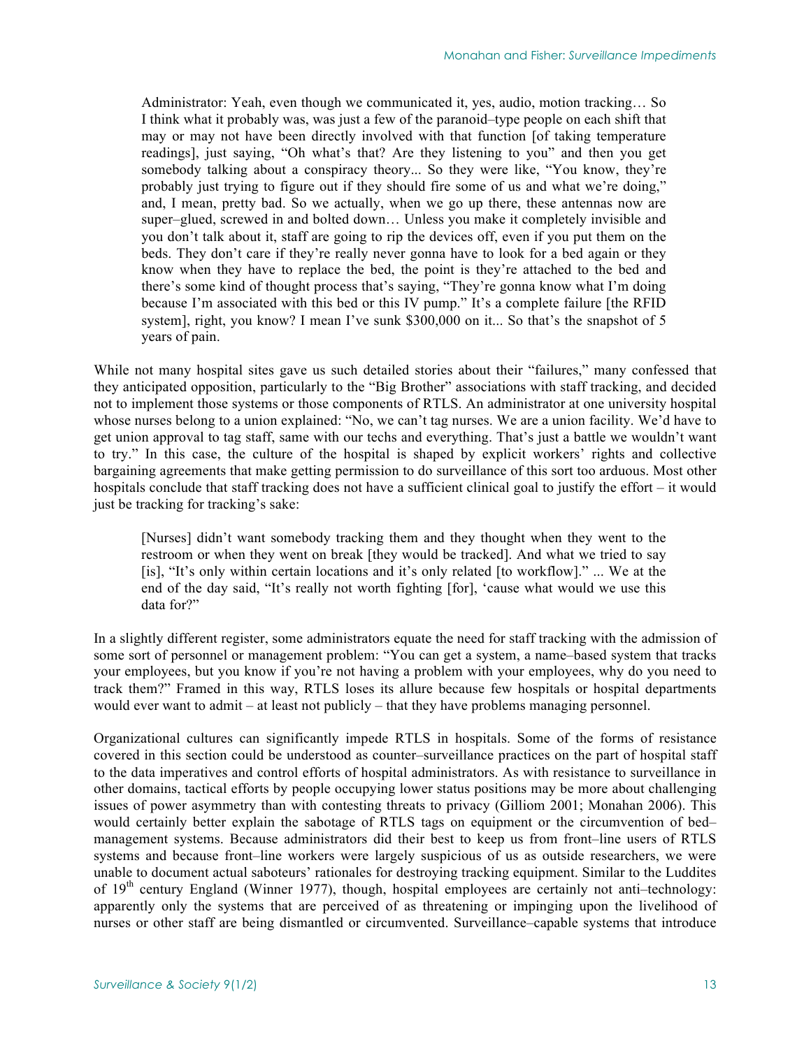> Administrator: Yeah, even though we communicated it, yes, audio, motion tracking… So I think what it probably was, was just a few of the paranoid–type people on each shift that may or may not have been directly involved with that function [of taking temperature readings], just saying, "Oh what's that? Are they listening to you" and then you get somebody talking about a conspiracy theory... So they were like, "You know, they're probably just trying to figure out if they should fire some of us and what we're doing," and, I mean, pretty bad. So we actually, when we go up there, these antennas now are super–glued, screwed in and bolted down… Unless you make it completely invisible and you don't talk about it, staff are going to rip the devices off, even if you put them on the beds. They don't care if they're really never gonna have to look for a bed again or they know when they have to replace the bed, the point is they're attached to the bed and there's some kind of thought process that's saying, "They're gonna know what I'm doing because I'm associated with this bed or this IV pump." It's a complete failure [the RFID system], right, you know? I mean I've sunk $300,000 on it... So that's the snapshot of 5 years of pain.

While not many hospital sites gave us such detailed stories about their "failures," many confessed that they anticipated opposition, particularly to the "Big Brother" associations with staff tracking, and decided not to implement those systems or those components of RTLS. An administrator at one university hospital whose nurses belong to a union explained: "No, we can't tag nurses. We are a union facility. We'd have to get union approval to tag staff, same with our techs and everything. That's just a battle we wouldn't want to try." In this case, the culture of the hospital is shaped by explicit workers' rights and collective bargaining agreements that make getting permission to do surveillance of this sort too arduous. Most other hospitals conclude that staff tracking does not have a sufficient clinical goal to justify the effort – it would just be tracking for tracking's sake:

> [Nurses] didn't want somebody tracking them and they thought when they went to the restroom or when they went on break [they would be tracked]. And what we tried to say [is], "It's only within certain locations and it's only related [to workflow]." ... We at the end of the day said, "It's really not worth fighting [for], 'cause what would we use this data for?"

In a slightly different register, some administrators equate the need for staff tracking with the admission of some sort of personnel or management problem: "You can get a system, a name–based system that tracks your employees, but you know if you're not having a problem with your employees, why do you need to track them?" Framed in this way, RTLS loses its allure because few hospitals or hospital departments would ever want to admit – at least not publicly – that they have problems managing personnel.

Organizational cultures can significantly impede RTLS in hospitals. Some of the forms of resistance covered in this section could be understood as counter–surveillance practices on the part of hospital staff to the data imperatives and control efforts of hospital administrators. As with resistance to surveillance in other domains, tactical efforts by people occupying lower status positions may be more about challenging issues of power asymmetry than with contesting threats to privacy (Gilliom 2001; Monahan 2006). This would certainly better explain the sabotage of RTLS tags on equipment or the circumvention of bed–management systems. Because administrators did their best to keep us from front–line users of RTLS systems and because front–line workers were largely suspicious of us as outside researchers, we were unable to document actual saboteurs' rationales for destroying tracking equipment. Similar to the Luddites of 19th century England (Winner 1977), though, hospital employees are certainly not anti–technology: apparently only the systems that are perceived of as threatening or impinging upon the livelihood of nurses or other staff are being dismantled or circumvented. Surveillance–capable systems that introduce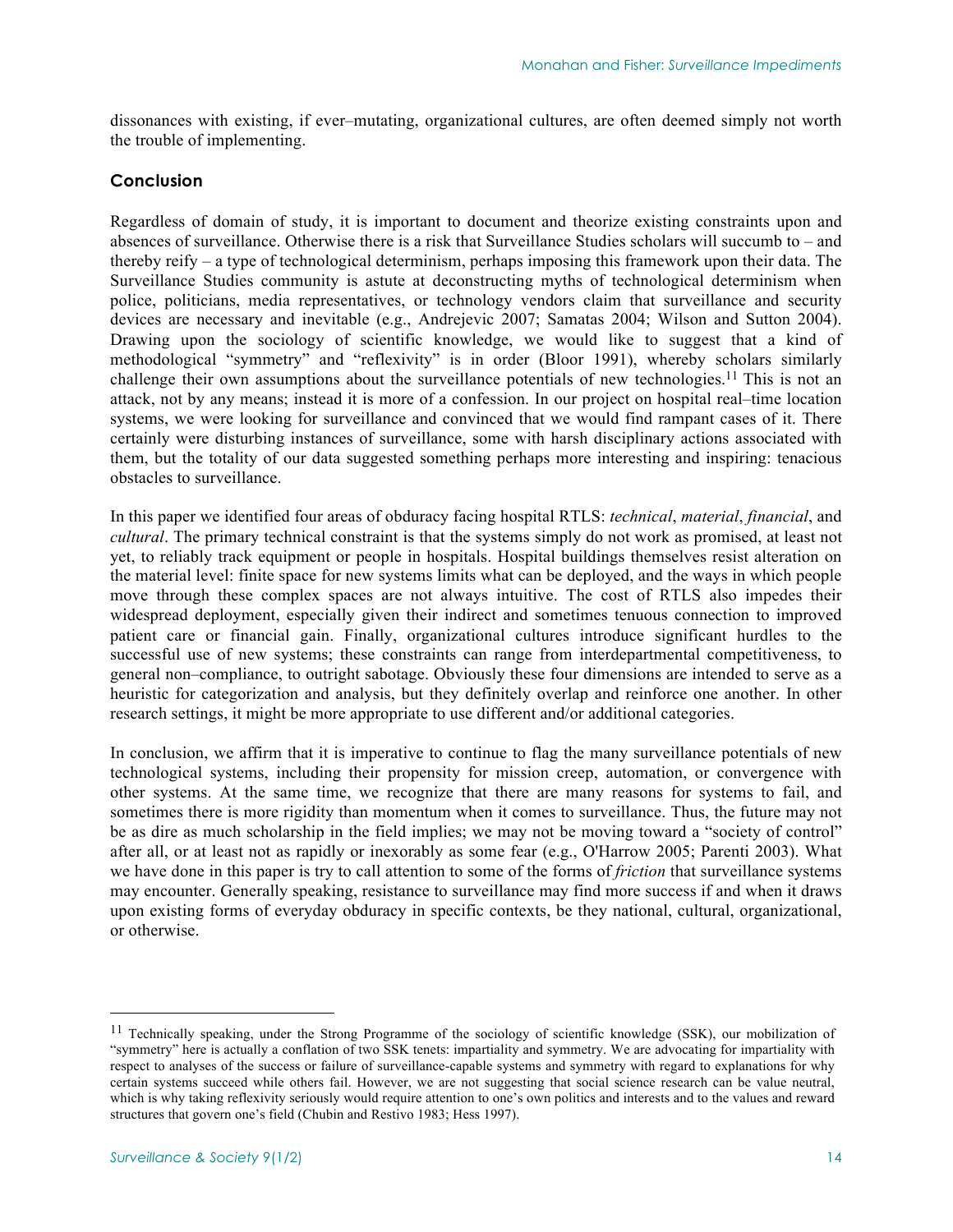dissonances with existing, if ever–mutating, organizational cultures, are often deemed simply not worth the trouble of implementing.

## Conclusion

Regardless of domain of study, it is important to document and theorize existing constraints upon and absences of surveillance. Otherwise there is a risk that Surveillance Studies scholars will succumb to – and thereby reify – a type of technological determinism, perhaps imposing this framework upon their data. The Surveillance Studies community is astute at deconstructing myths of technological determinism when police, politicians, media representatives, or technology vendors claim that surveillance and security devices are necessary and inevitable (e.g., Andrejevic 2007; Samatas 2004; Wilson and Sutton 2004). Drawing upon the sociology of scientific knowledge, we would like to suggest that a kind of methodological "symmetry" and "reflexivity" is in order (Bloor 1991), whereby scholars similarly challenge their own assumptions about the surveillance potentials of new technologies.[11] This is not an attack, not by any means; instead it is more of a confession. In our project on hospital real–time location systems, we were looking for surveillance and convinced that we would find rampant cases of it. There certainly were disturbing instances of surveillance, some with harsh disciplinary actions associated with them, but the totality of our data suggested something perhaps more interesting and inspiring: tenacious obstacles to surveillance.

In this paper we identified four areas of obduracy facing hospital RTLS: *technical*, *material*, *financial*, and *cultural*. The primary technical constraint is that the systems simply do not work as promised, at least not yet, to reliably track equipment or people in hospitals. Hospital buildings themselves resist alteration on the material level: finite space for new systems limits what can be deployed, and the ways in which people move through these complex spaces are not always intuitive. The cost of RTLS also impedes their widespread deployment, especially given their indirect and sometimes tenuous connection to improved patient care or financial gain. Finally, organizational cultures introduce significant hurdles to the successful use of new systems; these constraints can range from interdepartmental competitiveness, to general non–compliance, to outright sabotage. Obviously these four dimensions are intended to serve as a heuristic for categorization and analysis, but they definitely overlap and reinforce one another. In other research settings, it might be more appropriate to use different and/or additional categories.

In conclusion, we affirm that it is imperative to continue to flag the many surveillance potentials of new technological systems, including their propensity for mission creep, automation, or convergence with other systems. At the same time, we recognize that there are many reasons for systems to fail, and sometimes there is more rigidity than momentum when it comes to surveillance. Thus, the future may not be as dire as much scholarship in the field implies; we may not be moving toward a "society of control" after all, or at least not as rapidly or inexorably as some fear (e.g., O'Harrow 2005; Parenti 2003). What we have done in this paper is try to call attention to some of the forms of *friction* that surveillance systems may encounter. Generally speaking, resistance to surveillance may find more success if and when it draws upon existing forms of everyday obduracy in specific contexts, be they national, cultural, organizational, or otherwise.

---

[11] Technically speaking, under the Strong Programme of the sociology of scientific knowledge (SSK), our mobilization of "symmetry" here is actually a conflation of two SSK tenets: impartiality and symmetry. We are advocating for impartiality with respect to analyses of the success or failure of surveillance-capable systems and symmetry with regard to explanations for why certain systems succeed while others fail. However, we are not suggesting that social science research can be value neutral, which is why taking reflexivity seriously would require attention to one's own politics and interests and to the values and reward structures that govern one's field (Chubin and Restivo 1983; Hess 1997).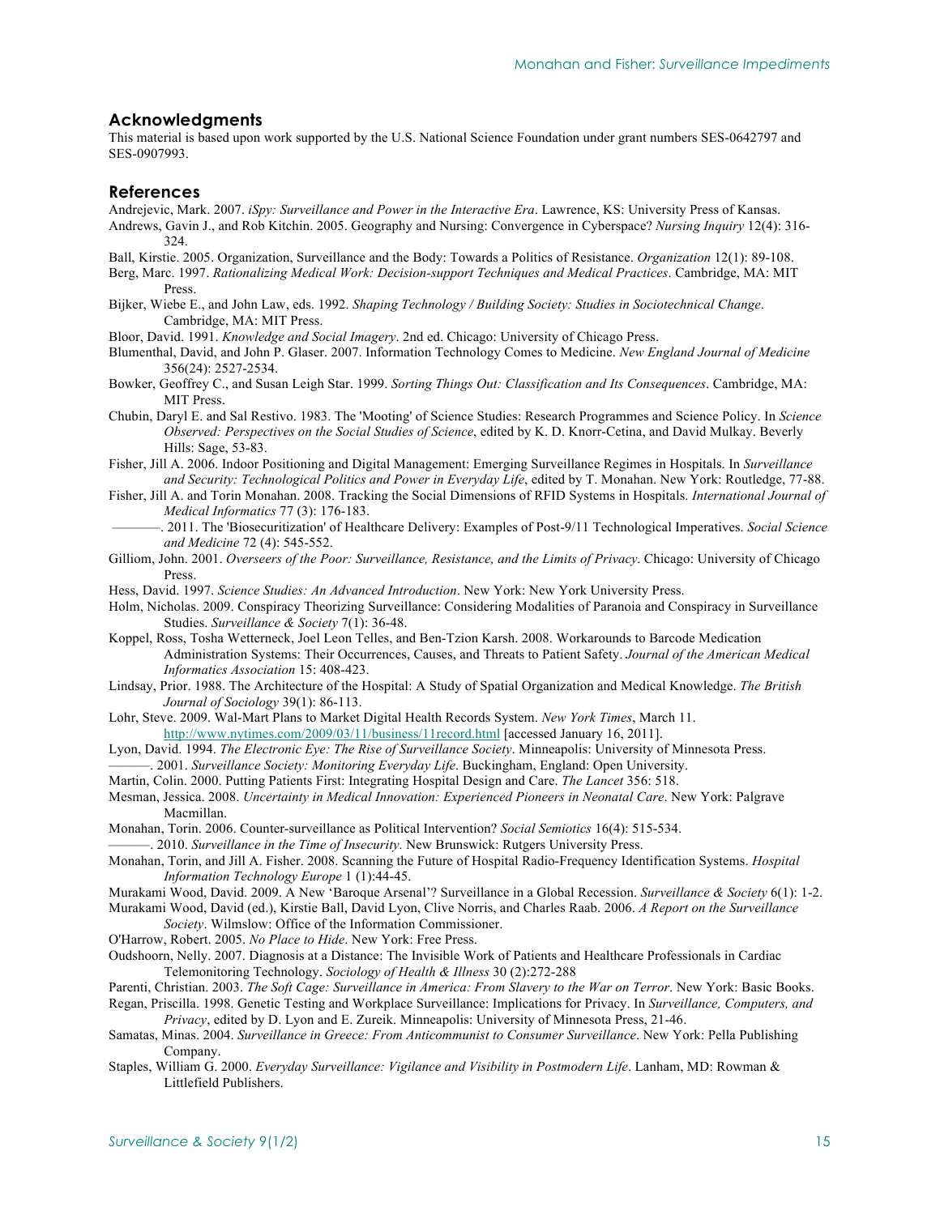## Acknowledgments

This material is based upon work supported by the U.S. National Science Foundation under grant numbers SES-0642797 and SES-0907993.

## References

Andrejevic, Mark. 2007. *iSpy: Surveillance and Power in the Interactive Era*. Lawrence, KS: University Press of Kansas.

Andrews, Gavin J., and Rob Kitchin. 2005. Geography and Nursing: Convergence in Cyberspace? *Nursing Inquiry* 12(4): 316-324.

Ball, Kirstie. 2005. Organization, Surveillance and the Body: Towards a Politics of Resistance. *Organization* 12(1): 89-108.

Berg, Marc. 1997. *Rationalizing Medical Work: Decision-support Techniques and Medical Practices*. Cambridge, MA: MIT Press.

Bijker, Wiebe E., and John Law, eds. 1992. *Shaping Technology / Building Society: Studies in Sociotechnical Change*. Cambridge, MA: MIT Press.

Bloor, David. 1991. *Knowledge and Social Imagery*. 2nd ed. Chicago: University of Chicago Press.

Blumenthal, David, and John P. Glaser. 2007. Information Technology Comes to Medicine. *New England Journal of Medicine* 356(24): 2527-2534.

Bowker, Geoffrey C., and Susan Leigh Star. 1999. *Sorting Things Out: Classification and Its Consequences*. Cambridge, MA: MIT Press.

Chubin, Daryl E. and Sal Restivo. 1983. The 'Mooting' of Science Studies: Research Programmes and Science Policy. In *Science Observed: Perspectives on the Social Studies of Science*, edited by K. D. Knorr-Cetina, and David Mulkay. Beverly Hills: Sage, 53-83.

Fisher, Jill A. 2006. Indoor Positioning and Digital Management: Emerging Surveillance Regimes in Hospitals. In *Surveillance and Security: Technological Politics and Power in Everyday Life*, edited by T. Monahan. New York: Routledge, 77-88.

Fisher, Jill A. and Torin Monahan. 2008. Tracking the Social Dimensions of RFID Systems in Hospitals. *International Journal of Medical Informatics* 77 (3): 176-183.

———. 2011. The 'Biosecuritization' of Healthcare Delivery: Examples of Post-9/11 Technological Imperatives. *Social Science and Medicine* 72 (4): 545-552.

Gilliom, John. 2001. *Overseers of the Poor: Surveillance, Resistance, and the Limits of Privacy*. Chicago: University of Chicago Press.

Hess, David. 1997. *Science Studies: An Advanced Introduction*. New York: New York University Press.

Holm, Nicholas. 2009. Conspiracy Theorizing Surveillance: Considering Modalities of Paranoia and Conspiracy in Surveillance Studies. *Surveillance & Society* 7(1): 36-48.

Koppel, Ross, Tosha Wetterneck, Joel Leon Telles, and Ben-Tzion Karsh. 2008. Workarounds to Barcode Medication Administration Systems: Their Occurrences, Causes, and Threats to Patient Safety. *Journal of the American Medical Informatics Association* 15: 408-423.

Lindsay, Prior. 1988. The Architecture of the Hospital: A Study of Spatial Organization and Medical Knowledge. *The British Journal of Sociology* 39(1): 86-113.

Lohr, Steve. 2009. Wal-Mart Plans to Market Digital Health Records System. *New York Times*, March 11. http://www.nytimes.com/2009/03/11/business/11record.html [accessed January 16, 2011].

Lyon, David. 1994. *The Electronic Eye: The Rise of Surveillance Society*. Minneapolis: University of Minnesota Press.

———. 2001. *Surveillance Society: Monitoring Everyday Life*. Buckingham, England: Open University.

Martin, Colin. 2000. Putting Patients First: Integrating Hospital Design and Care. *The Lancet* 356: 518.

Mesman, Jessica. 2008. *Uncertainty in Medical Innovation: Experienced Pioneers in Neonatal Care*. New York: Palgrave Macmillan.

Monahan, Torin. 2006. Counter-surveillance as Political Intervention? *Social Semiotics* 16(4): 515-534.

———. 2010. *Surveillance in the Time of Insecurity*. New Brunswick: Rutgers University Press.

Monahan, Torin, and Jill A. Fisher. 2008. Scanning the Future of Hospital Radio-Frequency Identification Systems. *Hospital Information Technology Europe* 1 (1):44-45.

Murakami Wood, David. 2009. A New 'Baroque Arsenal'? Surveillance in a Global Recession. *Surveillance & Society* 6(1): 1-2.

Murakami Wood, David (ed.), Kirstie Ball, David Lyon, Clive Norris, and Charles Raab. 2006. *A Report on the Surveillance Society*. Wilmslow: Office of the Information Commissioner.

O'Harrow, Robert. 2005. *No Place to Hide*. New York: Free Press.

Oudshoorn, Nelly. 2007. Diagnosis at a Distance: The Invisible Work of Patients and Healthcare Professionals in Cardiac Telemonitoring Technology. *Sociology of Health & Illness* 30 (2):272-288

Parenti, Christian. 2003. *The Soft Cage: Surveillance in America: From Slavery to the War on Terror*. New York: Basic Books.

Regan, Priscilla. 1998. Genetic Testing and Workplace Surveillance: Implications for Privacy. In *Surveillance, Computers, and Privacy*, edited by D. Lyon and E. Zureik. Minneapolis: University of Minnesota Press, 21-46.

Samatas, Minas. 2004. *Surveillance in Greece: From Anticommunist to Consumer Surveillance*. New York: Pella Publishing Company.

Staples, William G. 2000. *Everyday Surveillance: Vigilance and Visibility in Postmodern Life*. Lanham, MD: Rowman & Littlefield Publishers.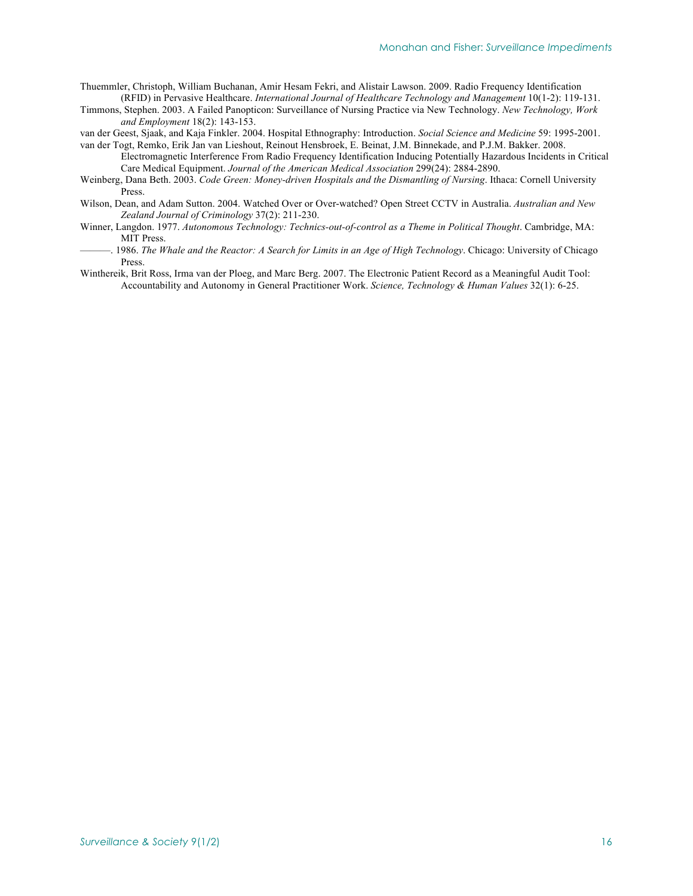Thuemmler, Christoph, William Buchanan, Amir Hesam Fekri, and Alistair Lawson. 2009. Radio Frequency Identification (RFID) in Pervasive Healthcare. *International Journal of Healthcare Technology and Management* 10(1-2): 119-131.

Timmons, Stephen. 2003. A Failed Panopticon: Surveillance of Nursing Practice via New Technology. *New Technology, Work and Employment* 18(2): 143-153.

van der Geest, Sjaak, and Kaja Finkler. 2004. Hospital Ethnography: Introduction. *Social Science and Medicine* 59: 1995-2001.

van der Togt, Remko, Erik Jan van Lieshout, Reinout Hensbroek, E. Beinat, J.M. Binnekade, and P.J.M. Bakker. 2008. Electromagnetic Interference From Radio Frequency Identification Inducing Potentially Hazardous Incidents in Critical Care Medical Equipment. *Journal of the American Medical Association* 299(24): 2884-2890.

Weinberg, Dana Beth. 2003. *Code Green: Money-driven Hospitals and the Dismantling of Nursing*. Ithaca: Cornell University Press.

Wilson, Dean, and Adam Sutton. 2004. Watched Over or Over-watched? Open Street CCTV in Australia. *Australian and New Zealand Journal of Criminology* 37(2): 211-230.

Winner, Langdon. 1977. *Autonomous Technology: Technics-out-of-control as a Theme in Political Thought*. Cambridge, MA: MIT Press.

———. 1986. *The Whale and the Reactor: A Search for Limits in an Age of High Technology*. Chicago: University of Chicago Press.

Winthereik, Brit Ross, Irma van der Ploeg, and Marc Berg. 2007. The Electronic Patient Record as a Meaningful Audit Tool: Accountability and Autonomy in General Practitioner Work. *Science, Technology & Human Values* 32(1): 6-25.